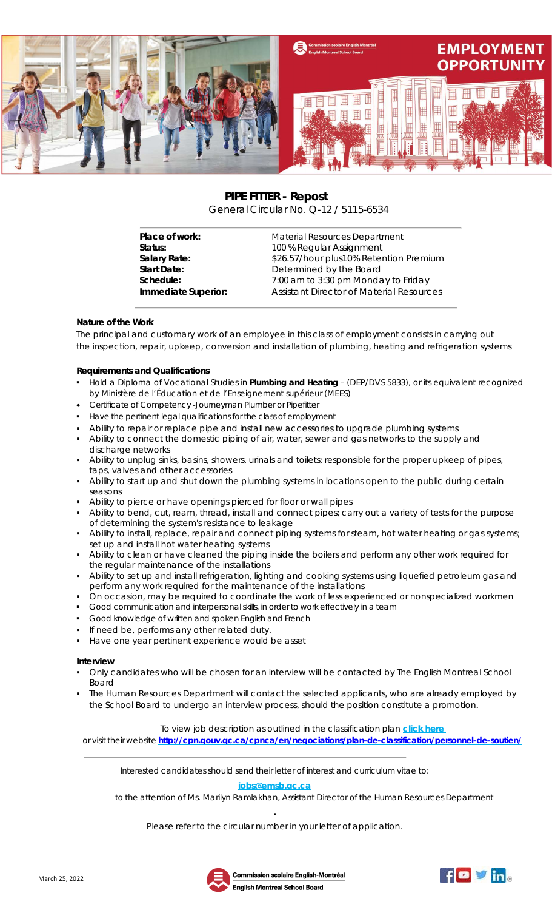# EMPLOYMENT OPPORTUNITY

## PIPE FITTER - Repost

General Circular No. Q-12 / 5115-6534

| | |
|---|---|
| **Place of work:** | Material Resources Department |
| **Status:** | 100 % Regular Assignment |
| **Salary Rate:** | $26.57/hour plus10% Retention Premium |
| **Start Date:** | Determined by the Board |
| **Schedule:** | 7:00 am to 3:30 pm Monday to Friday |
| **Immediate Superior:** | Assistant Director of Material Resources |

### Nature of the Work

The principal and customary work of an employee in this class of employment consists in carrying out the inspection, repair, upkeep, conversion and installation of plumbing, heating and refrigeration systems

### Requirements and Qualifications

- Hold a Diploma of Vocational Studies in **Plumbing and Heating** – (DEP/DVS 5833), or its equivalent recognized by Ministère de l'Éducation et de l'Enseignement supérieur (MEES)
- Certificate of Competency -Journeyman Plumber or Pipefitter
- Have the pertinent legal qualifications for the class of employment
- Ability to repair or replace pipe and install new accessories to upgrade plumbing systems
- Ability to connect the domestic piping of air, water, sewer and gas networks to the supply and discharge networks
- Ability to unplug sinks, basins, showers, urinals and toilets; responsible for the proper upkeep of pipes, taps, valves and other accessories
- Ability to start up and shut down the plumbing systems in locations open to the public during certain seasons
- Ability to pierce or have openings pierced for floor or wall pipes
- Ability to bend, cut, ream, thread, install and connect pipes; carry out a variety of tests for the purpose of determining the system's resistance to leakage
- Ability to install, replace, repair and connect piping systems for steam, hot water heating or gas systems; set up and install hot water heating systems
- Ability to clean or have cleaned the piping inside the boilers and perform any other work required for the regular maintenance of the installations
- Ability to set up and install refrigeration, lighting and cooking systems using liquefied petroleum gas and perform any work required for the maintenance of the installations
- On occasion, may be required to coordinate the work of less experienced or nonspecialized workmen
- Good communication and interpersonal skills, in order to work effectively in a team
- Good knowledge of written and spoken English and French
- If need be, performs any other related duty.
- Have one year pertinent experience would be asset

### Interview

- Only candidates who will be chosen for an interview will be contacted by The English Montreal School Board
- The Human Resources Department will contact the selected applicants, who are already employed by the School Board to undergo an interview process, should the position constitute a promotion.

To view job description as outlined in the classification plan **click here**
or visit their website **http://cpn.gouv.qc.ca/cpnca/en/negociations/plan-de-classification/personnel-de-soutien/**

Interested candidates should send their letter of interest and curriculum vitae to:

**jobs@emsb.qc.ca**

to the attention of Ms. Marilyn Ramlakhan, Assistant Director of the Human Resources Department

Please refer to the circular number in your letter of application.

March 25, 2022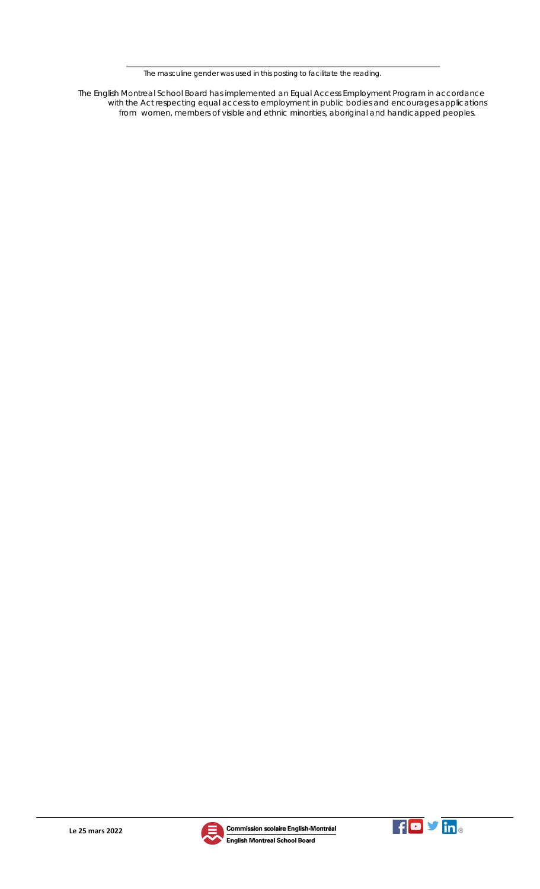*The masculine gender was used in this posting to facilitate the reading.*

The English Montreal School Board has implemented an Equal Access Employment Program in accordance with the Act respecting equal access to employment in public bodies and encourages applications from women, members of visible and ethnic minorities, aboriginal and handicapped peoples.